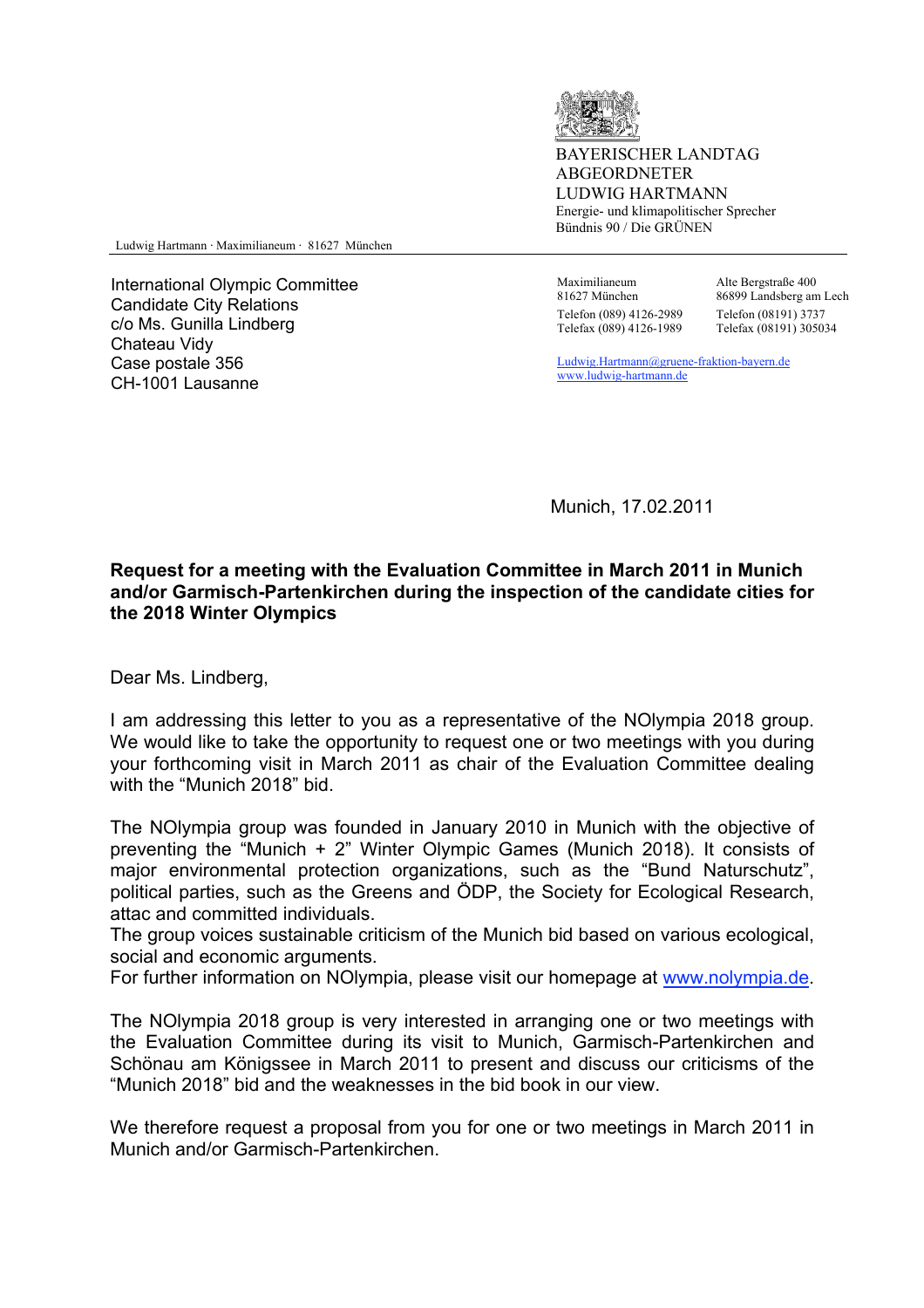BAYERISCHER LANDTAG
ABGEORDNETER
LUDWIG HARTMANN
Energie- und klimapolitischer Sprecher
Bündnis 90 / Die GRÜNEN

Ludwig Hartmann · Maximilianeum · 81627 München

International Olympic Committee
Candidate City Relations
c/o Ms. Gunilla Lindberg
Chateau Vidy
Case postale 356
CH-1001 Lausanne

Maximilianeum
81627 München
Telefon (089) 4126-2989
Telefax (089) 4126-1989

Alte Bergstraße 400
86899 Landsberg am Lech
Telefon (08191) 3737
Telefax (08191) 305034

Ludwig.Hartmann@gruene-fraktion-bayern.de
www.ludwig-hartmann.de

Munich, 17.02.2011

**Request for a meeting with the Evaluation Committee in March 2011 in Munich and/or Garmisch-Partenkirchen during the inspection of the candidate cities for the 2018 Winter Olympics**

Dear Ms. Lindberg,

I am addressing this letter to you as a representative of the NOlympia 2018 group. We would like to take the opportunity to request one or two meetings with you during your forthcoming visit in March 2011 as chair of the Evaluation Committee dealing with the "Munich 2018" bid.

The NOlympia group was founded in January 2010 in Munich with the objective of preventing the "Munich + 2" Winter Olympic Games (Munich 2018). It consists of major environmental protection organizations, such as the "Bund Naturschutz", political parties, such as the Greens and ÖDP, the Society for Ecological Research, attac and committed individuals.
The group voices sustainable criticism of the Munich bid based on various ecological, social and economic arguments.
For further information on NOlympia, please visit our homepage at www.nolympia.de.

The NOlympia 2018 group is very interested in arranging one or two meetings with the Evaluation Committee during its visit to Munich, Garmisch-Partenkirchen and Schönau am Königssee in March 2011 to present and discuss our criticisms of the "Munich 2018" bid and the weaknesses in the bid book in our view.

We therefore request a proposal from you for one or two meetings in March 2011 in Munich and/or Garmisch-Partenkirchen.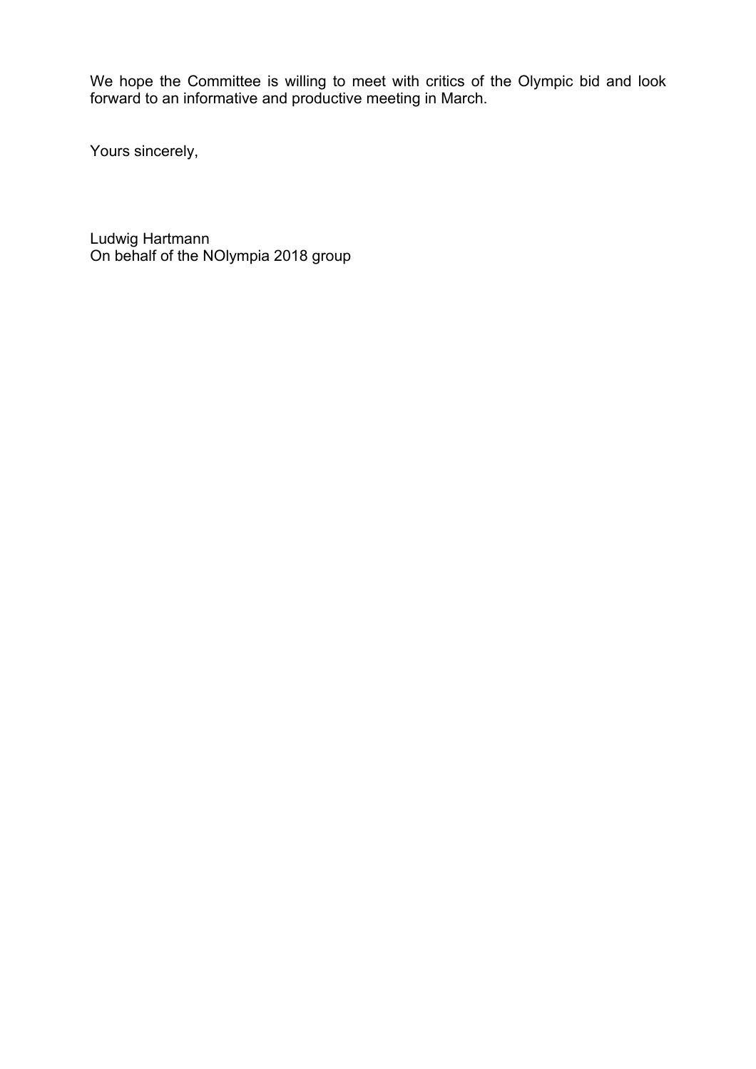We hope the Committee is willing to meet with critics of the Olympic bid and look forward to an informative and productive meeting in March.

Yours sincerely,

Ludwig Hartmann  
On behalf of the NOlympia 2018 group